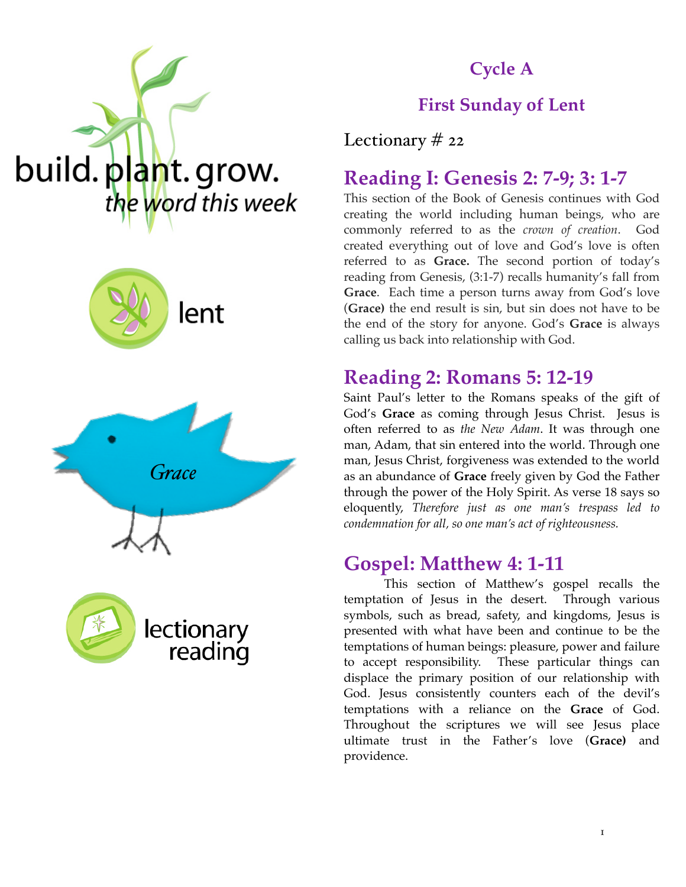build. plant. grow.
*the word this week*

lent

*Grace*

lectionary reading

## Cycle A

## First Sunday of Lent

Lectionary # 22

# Reading I: Genesis 2: 7-9; 3: 1-7

This section of the Book of Genesis continues with God creating the world including human beings, who are commonly referred to as the *crown of creation*. God created everything out of love and God's love is often referred to as **Grace.** The second portion of today's reading from Genesis, (3:1-7) recalls humanity's fall from **Grace**. Each time a person turns away from God's love (**Grace)** the end result is sin, but sin does not have to be the end of the story for anyone. God's **Grace** is always calling us back into relationship with God.

# Reading 2: Romans 5: 12-19

Saint Paul's letter to the Romans speaks of the gift of God's **Grace** as coming through Jesus Christ. Jesus is often referred to as *the New Adam*. It was through one man, Adam, that sin entered into the world. Through one man, Jesus Christ, forgiveness was extended to the world as an abundance of **Grace** freely given by God the Father through the power of the Holy Spirit. As verse 18 says so eloquently, *Therefore just as one man's trespass led to condemnation for all, so one man's act of righteousness.*

# Gospel: Matthew 4: 1-11

This section of Matthew's gospel recalls the temptation of Jesus in the desert. Through various symbols, such as bread, safety, and kingdoms, Jesus is presented with what have been and continue to be the temptations of human beings: pleasure, power and failure to accept responsibility. These particular things can displace the primary position of our relationship with God. Jesus consistently counters each of the devil's temptations with a reliance on the **Grace** of God. Throughout the scriptures we will see Jesus place ultimate trust in the Father's love (**Grace)** and providence.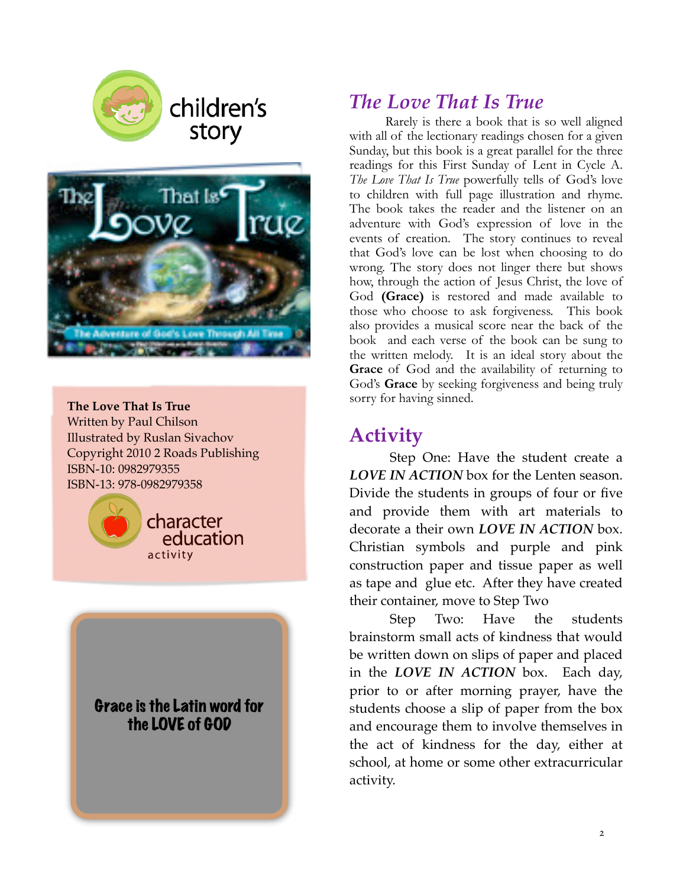children's story

The Love That Is True

**The Love That Is True**
Written by Paul Chilson
Illustrated by Ruslan Sivachov
Copyright 2010 2 Roads Publishing
ISBN-10: 0982979355
ISBN-13: 978-0982979358

character education activity

**Grace is the Latin word for the LOVE of GOD**

## *The Love That Is True*

Rarely is there a book that is so well aligned with all of the lectionary readings chosen for a given Sunday, but this book is a great parallel for the three readings for this First Sunday of Lent in Cycle A. *The Love That Is True* powerfully tells of God's love to children with full page illustration and rhyme. The book takes the reader and the listener on an adventure with God's expression of love in the events of creation. The story continues to reveal that God's love can be lost when choosing to do wrong. The story does not linger there but shows how, through the action of Jesus Christ, the love of God **(Grace)** is restored and made available to those who choose to ask forgiveness. This book also provides a musical score near the back of the book and each verse of the book can be sung to the written melody. It is an ideal story about the **Grace** of God and the availability of returning to God's **Grace** by seeking forgiveness and being truly sorry for having sinned.

## Activity

Step One: Have the student create a ***LOVE IN ACTION*** box for the Lenten season. Divide the students in groups of four or five and provide them with art materials to decorate a their own ***LOVE IN ACTION*** box. Christian symbols and purple and pink construction paper and tissue paper as well as tape and glue etc. After they have created their container, move to Step Two

Step Two: Have the students brainstorm small acts of kindness that would be written down on slips of paper and placed in the ***LOVE IN ACTION*** box. Each day, prior to or after morning prayer, have the students choose a slip of paper from the box and encourage them to involve themselves in the act of kindness for the day, either at school, at home or some other extracurricular activity.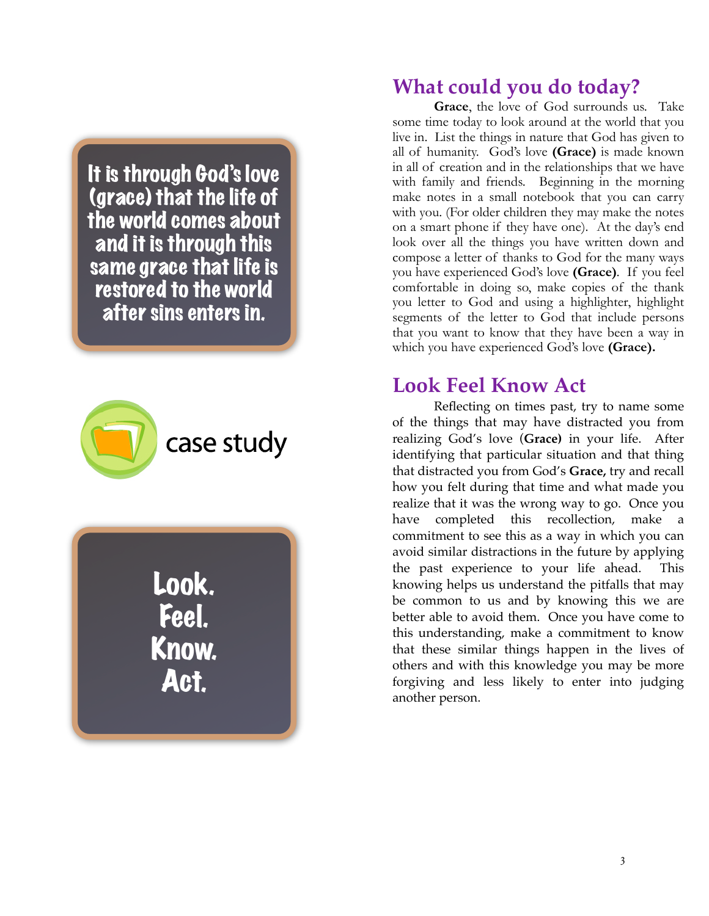It is through God's love (grace) that the life of the world comes about and it is through this same grace that life is restored to the world after sins enters in.

case study

Look.
Feel.
Know.
Act.

## What could you do today?

**Grace**, the love of God surrounds us. Take some time today to look around at the world that you live in. List the things in nature that God has given to all of humanity. God's love **(Grace)** is made known in all of creation and in the relationships that we have with family and friends. Beginning in the morning make notes in a small notebook that you can carry with you. (For older children they may make the notes on a smart phone if they have one). At the day's end look over all the things you have written down and compose a letter of thanks to God for the many ways you have experienced God's love **(Grace)**. If you feel comfortable in doing so, make copies of the thank you letter to God and using a highlighter, highlight segments of the letter to God that include persons that you want to know that they have been a way in which you have experienced God's love **(Grace).**

## Look Feel Know Act

Reflecting on times past, try to name some of the things that may have distracted you from realizing God's love (**Grace)** in your life. After identifying that particular situation and that thing that distracted you from God's **Grace,** try and recall how you felt during that time and what made you realize that it was the wrong way to go. Once you have completed this recollection, make a commitment to see this as a way in which you can avoid similar distractions in the future by applying the past experience to your life ahead. This knowing helps us understand the pitfalls that may be common to us and by knowing this we are better able to avoid them. Once you have come to this understanding, make a commitment to know that these similar things happen in the lives of others and with this knowledge you may be more forgiving and less likely to enter into judging another person.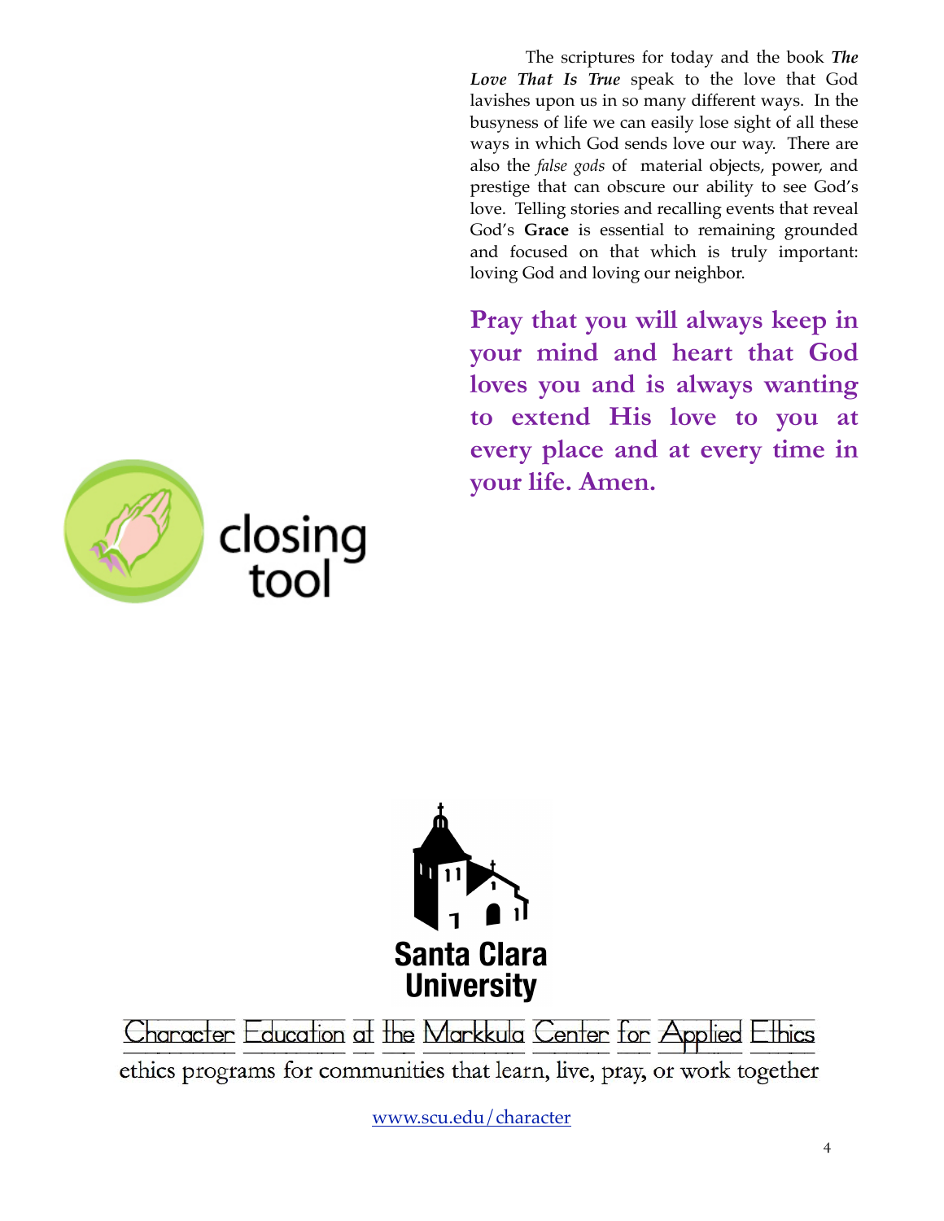The scriptures for today and the book ***The Love That Is True*** speak to the love that God lavishes upon us in so many different ways. In the busyness of life we can easily lose sight of all these ways in which God sends love our way. There are also the *false gods* of material objects, power, and prestige that can obscure our ability to see God's love. Telling stories and recalling events that reveal God's **Grace** is essential to remaining grounded and focused on that which is truly important: loving God and loving our neighbor.

**Pray that you will always keep in your mind and heart that God loves you and is always wanting to extend His love to you at every place and at every time in your life. Amen.**

## closing tool

Santa Clara University

Character Education at the Markkula Center for Applied Ethics

ethics programs for communities that learn, live, pray, or work together

www.scu.edu/character